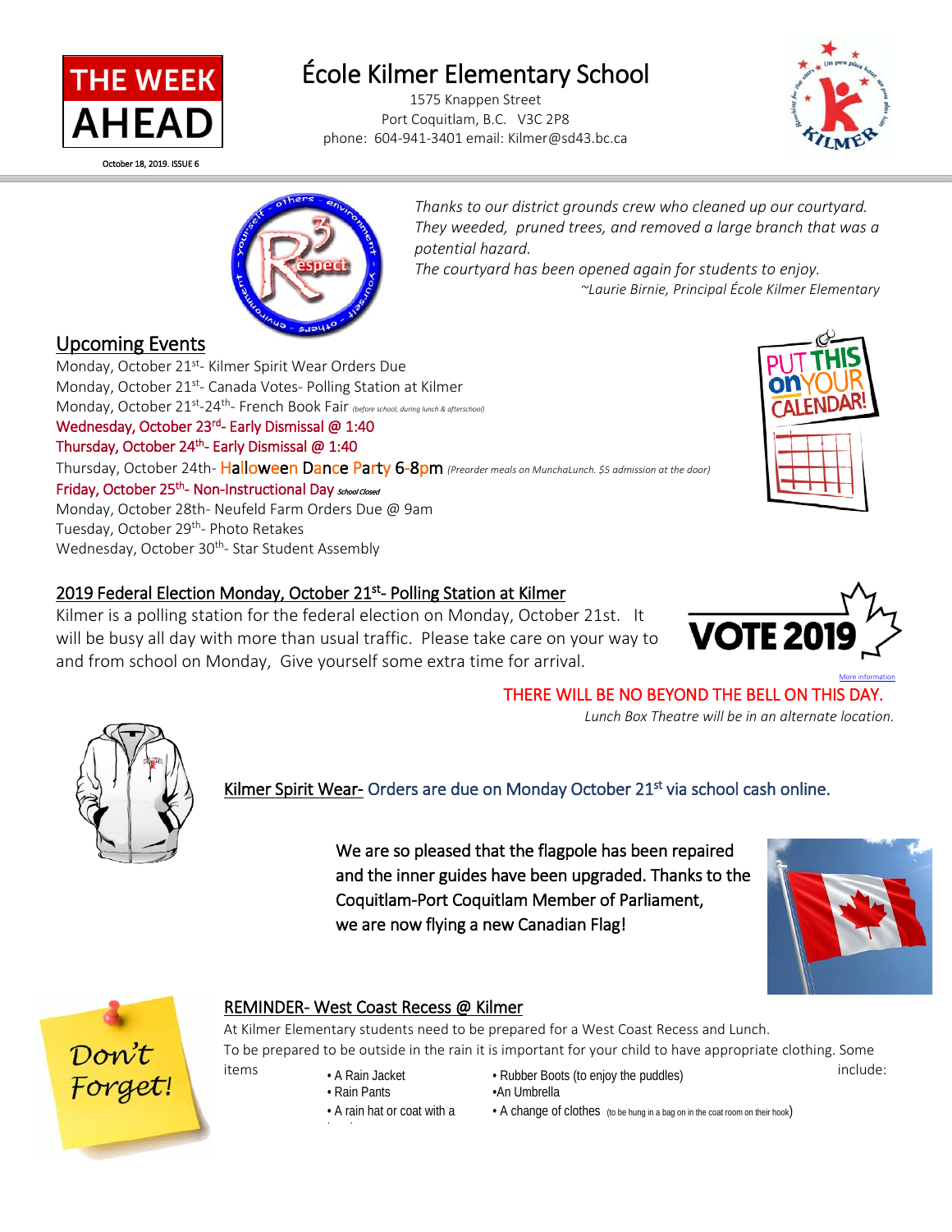THE WEEK AHEAD

October 18, 2019. ISSUE 6

# École Kilmer Elementary School

1575 Knappen Street
Port Coquitlam, B.C. V3C 2P8
phone: 604-941-3401 email: Kilmer@sd43.bc.ca

*Thanks to our district grounds crew who cleaned up our courtyard. They weeded, pruned trees, and removed a large branch that was a potential hazard.*
*The courtyard has been opened again for students to enjoy.*
*~Laurie Birnie, Principal École Kilmer Elementary*

## Upcoming Events

Monday, October 21st- Kilmer Spirit Wear Orders Due
Monday, October 21st- Canada Votes- Polling Station at Kilmer
Monday, October 21st-24th- French Book Fair *(before school, during lunch & afterschool)*
Wednesday, October 23rd- Early Dismissal @ 1:40
Thursday, October 24th- Early Dismissal @ 1:40
Thursday, October 24th- Halloween Dance Party 6-8pm *(Preorder meals on MunchaLunch. $5 admission at the door)*
Friday, October 25th- Non-Instructional Day *School Closed*
Monday, October 28th- Neufeld Farm Orders Due @ 9am
Tuesday, October 29th- Photo Retakes
Wednesday, October 30th- Star Student Assembly

PUT THIS on YOUR CALENDAR!

## 2019 Federal Election Monday, October 21st- Polling Station at Kilmer

Kilmer is a polling station for the federal election on Monday, October 21st. It will be busy all day with more than usual traffic. Please take care on your way to and from school on Monday, Give yourself some extra time for arrival.

VOTE 2019

More information

THERE WILL BE NO BEYOND THE BELL ON THIS DAY.

*Lunch Box Theatre will be in an alternate location.*

**Kilmer Spirit Wear-** Orders are due on Monday October 21st via school cash online.

We are so pleased that the flagpole has been repaired and the inner guides have been upgraded. Thanks to the Coquitlam-Port Coquitlam Member of Parliament, we are now flying a new Canadian Flag!

Don't Forget!

## REMINDER- West Coast Recess @ Kilmer

At Kilmer Elementary students need to be prepared for a West Coast Recess and Lunch.
To be prepared to be outside in the rain it is important for your child to have appropriate clothing. Some items include:

- A Rain Jacket
- Rain Pants
- A rain hat or coat with a hood
- Rubber Boots (to enjoy the puddles)
- An Umbrella
- A change of clothes (to be hung in a bag on in the coat room on their hook)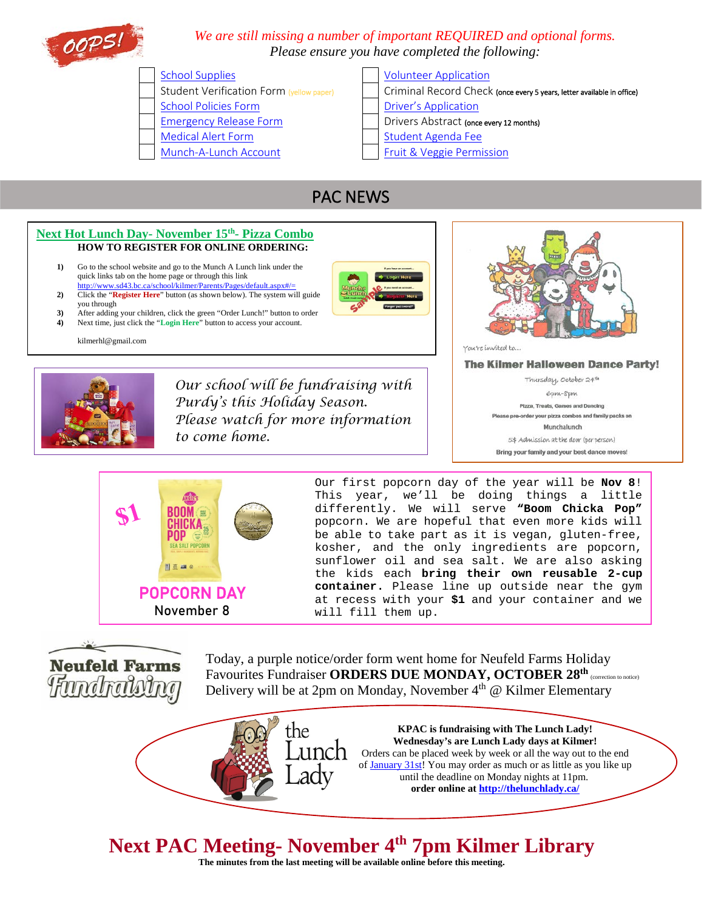OOPS!

*We are still missing a number of important REQUIRED and optional forms.*
*Please ensure you have completed the following:*

- [ ] School Supplies
- [ ] Student Verification Form (yellow paper)
- [ ] School Policies Form
- [ ] Emergency Release Form
- [ ] Medical Alert Form
- [ ] Munch-A-Lunch Account
- [ ] Volunteer Application
- [ ] Criminal Record Check (once every 5 years, letter available in office)
- [ ] Driver's Application
- [ ] Drivers Abstract (once every 12 months)
- [ ] Student Agenda Fee
- [ ] Fruit & Veggie Permission

# PAC NEWS

## Next Hot Lunch Day- November 15th- Pizza Combo

**HOW TO REGISTER FOR ONLINE ORDERING:**

1) Go to the school website and go to the Munch A Lunch link under the quick links tab on the home page or through this link http://www.sd43.bc.ca/school/kilmer/Parents/Pages/default.aspx#/=
2) Click the "**Register Here**" button (as shown below). The system will guide you through
3) After adding your children, click the green "Order Lunch!" button to order
4) Next time, just click the "**Login Here**" button to access your account.

kilmerhl@gmail.com

*Our school will be fundraising with Purdy's this Holiday Season. Please watch for more information to come home.*

You're invited to...

**The Kilmer Halloween Dance Party!**

Thursday, October 24th

6pm-8pm

Pizza, Treats, Games and Dancing

Please pre-order your pizza combos and family packs on Munchalunch

5$ Admission at the door (per person)

Bring your family and your best dance moves!

**$1 POPCORN DAY November 8**

Our first popcorn day of the year will be **Nov 8**! This year, we'll be doing things a little differently. We will serve **"Boom Chicka Pop"** popcorn. We are hopeful that even more kids will be able to take part as it is vegan, gluten-free, kosher, and the only ingredients are popcorn, sunflower oil and sea salt. We are also asking the kids each **bring their own reusable 2-cup container.** Please line up outside near the gym at recess with your **$1** and your container and we will fill them up.

**Neufeld Farms Fundraising**

Today, a purple notice/order form went home for Neufeld Farms Holiday Favourites Fundraiser **ORDERS DUE MONDAY, OCTOBER 28th** (correction to notice) Delivery will be at 2pm on Monday, November 4th @ Kilmer Elementary

**KPAC is fundraising with The Lunch Lady!**
**Wednesday's are Lunch Lady days at Kilmer!**
Orders can be placed week by week or all the way out to the end of January 31st! You may order as much or as little as you like up until the deadline on Monday nights at 11pm.
**order online at http://thelunchlady.ca/**

# Next PAC Meeting- November 4th 7pm Kilmer Library

**The minutes from the last meeting will be available online before this meeting.**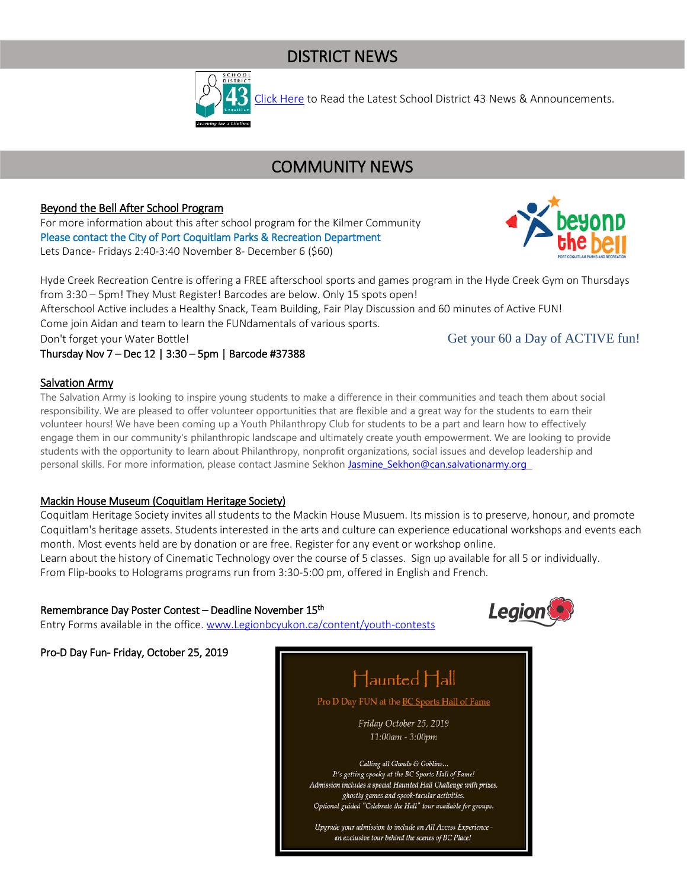## DISTRICT NEWS

Click Here to Read the Latest School District 43 News & Announcements.

## COMMUNITY NEWS

**Beyond the Bell After School Program**

For more information about this after school program for the Kilmer Community
Please contact the City of Port Coquitlam Parks & Recreation Department
Lets Dance- Fridays 2:40-3:40 November 8- December 6 ($60)

Hyde Creek Recreation Centre is offering a FREE afterschool sports and games program in the Hyde Creek Gym on Thursdays from 3:30 – 5pm! They Must Register! Barcodes are below. Only 15 spots open!
Afterschool Active includes a Healthy Snack, Team Building, Fair Play Discussion and 60 minutes of Active FUN!
Come join Aidan and team to learn the FUNdamentals of various sports.
Don't forget your Water Bottle!

Get your 60 a Day of ACTIVE fun!

Thursday Nov 7 – Dec 12 | 3:30 – 5pm | Barcode #37388

**Salvation Army**

The Salvation Army is looking to inspire young students to make a difference in their communities and teach them about social responsibility. We are pleased to offer volunteer opportunities that are flexible and a great way for the students to earn their volunteer hours! We have been coming up a Youth Philanthropy Club for students to be a part and learn how to effectively engage them in our community's philanthropic landscape and ultimately create youth empowerment. We are looking to provide students with the opportunity to learn about Philanthropy, nonprofit organizations, social issues and develop leadership and personal skills. For more information, please contact Jasmine Sekhon Jasmine_Sekhon@can.salvationarmy.org

**Mackin House Museum (Coquitlam Heritage Society)**

Coquitlam Heritage Society invites all students to the Mackin House Musuem. Its mission is to preserve, honour, and promote Coquitlam's heritage assets. Students interested in the arts and culture can experience educational workshops and events each month. Most events held are by donation or are free. Register for any event or workshop online.
Learn about the history of Cinematic Technology over the course of 5 classes. Sign up available for all 5 or individually.
From Flip-books to Holograms programs run from 3:30-5:00 pm, offered in English and French.

**Remembrance Day Poster Contest – Deadline November 15th**

Entry Forms available in the office. www.Legionbcyukon.ca/content/youth-contests

**Pro-D Day Fun- Friday, October 25, 2019**

Haunted Hall

Pro D Day FUN at the BC Sports Hall of Fame

*Friday October 25, 2019*
*11:00am - 3:00pm*

*Calling all Ghouls & Goblins...*
*It's getting spooky at the BC Sports Hall of Fame!*
*Admission includes a special Haunted Hall Challenge with prizes, ghostly games and spook-tacular activities.*
*Optional guided "Celebrate the Hall" tour available for groups.*

*Upgrade your admission to include an All Access Experience - an exclusive tour behind the scenes of BC Place!*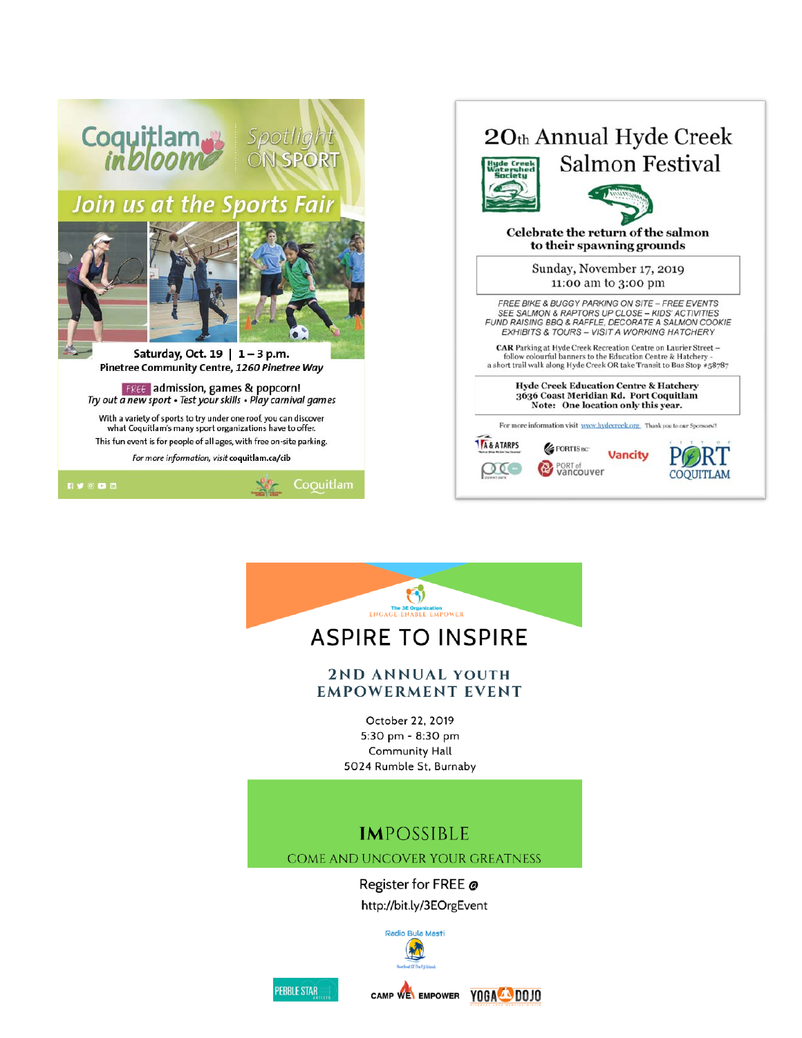## Coquitlam in bloom — Spotlight ON SPORT

### Join us at the Sports Fair

**Saturday, Oct. 19 | 1 – 3 p.m.**
**Pinetree Community Centre, *1260 Pinetree Way***

FREE admission, games & popcorn!
*Try out a new sport • Test your skills • Play carnival games*

With a variety of sports to try under one roof, you can discover what Coquitlam's many sport organizations have to offer.
This fun event is for people of all ages, with free on-site parking.

*For more information, visit* coquitlam.ca/cib

Coquitlam

---

## 20th Annual Hyde Creek Salmon Festival

Hyde Creek Watershed Society

**Celebrate the return of the salmon to their spawning grounds**

Sunday, November 17, 2019
11:00 am to 3:00 pm

*FREE BIKE & BUGGY PARKING ON SITE – FREE EVENTS*
*SEE SALMON & RAPTORS UP CLOSE – KIDS' ACTIVITIES*
*FUND RAISING BBQ & RAFFLE, DECORATE A SALMON COOKIE*
*EXHIBITS & TOURS – VISIT A WORKING HATCHERY*

**CAR** Parking at Hyde Creek Recreation Centre on Laurier Street – follow colourful banners to the Education Centre & Hatchery - a short trail walk along Hyde Creek OR take Transit to Bus Stop #58787

**Hyde Creek Education Centre & Hatchery**
**3636 Coast Meridian Rd. Port Coquitlam**
**Note: One location only this year.**

For more information visit www.hydecreek.org Thank you to our Sponsors!

A & A TARPS · FORTIS BC · Vancity · PORT of vancouver · PORT COQUITLAM

---

The 3E Organization
ENGAGE · ENABLE · EMPOWER

# ASPIRE TO INSPIRE

## 2ND ANNUAL YOUTH EMPOWERMENT EVENT

October 22, 2019
5:30 pm - 8:30 pm
Community Hall
5024 Rumble St, Burnaby

**IM**POSSIBLE

COME AND UNCOVER YOUR GREATNESS

Register for FREE @
http://bit.ly/3EOrgEvent

Radio Bula Masti

PEBBLE STAR · CAMP WE EMPOWER · YOGA DOJO